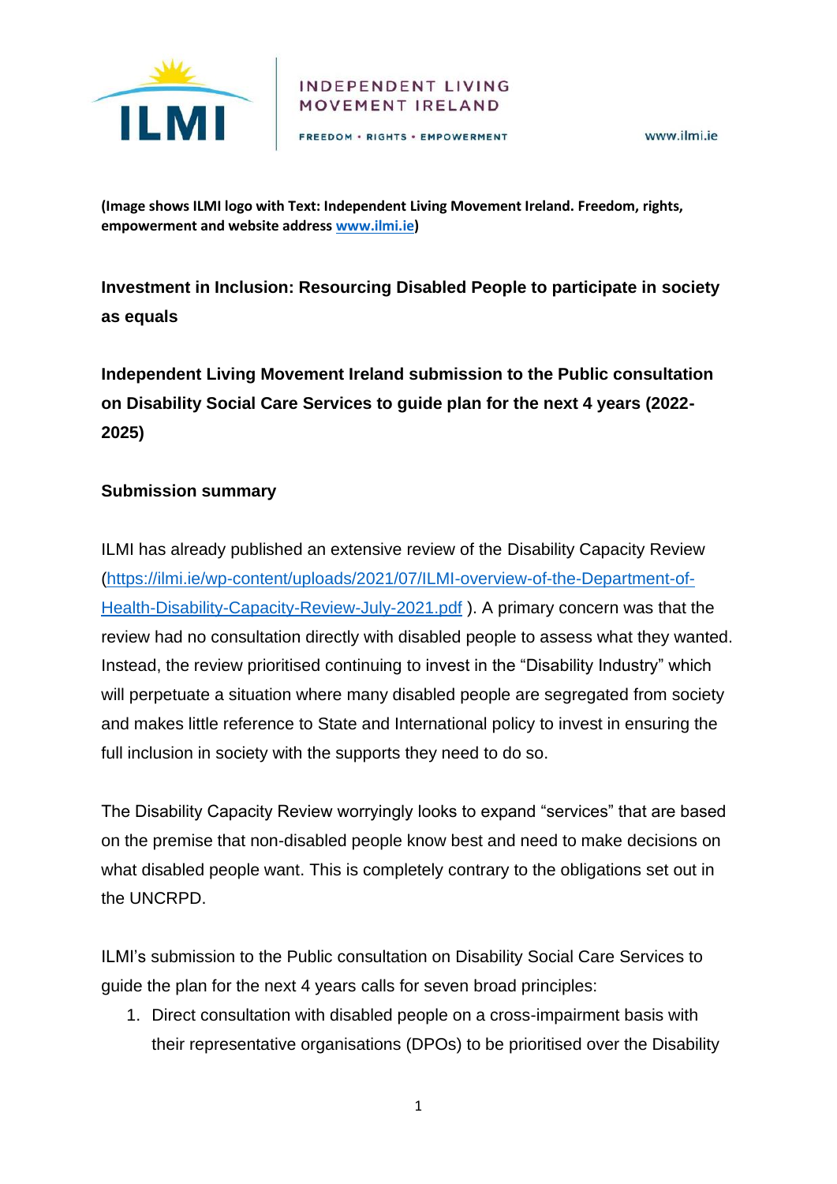INDEPENDENT LIVING MOVEMENT IRELAND

FREEDOM • RIGHTS • EMPOWERMENT

www.ilmi.ie

**(Image shows ILMI logo with Text: Independent Living Movement Ireland. Freedom, rights, empowerment and website address [www.ilmi.ie](www.ilmi.ie))**

**Investment in Inclusion: Resourcing Disabled People to participate in society as equals**

**Independent Living Movement Ireland submission to the Public consultation on Disability Social Care Services to guide plan for the next 4 years (2022-2025)**

## Submission summary

ILMI has already published an extensive review of the Disability Capacity Review ([https://ilmi.ie/wp-content/uploads/2021/07/ILMI-overview-of-the-Department-of-Health-Disability-Capacity-Review-July-2021.pdf](https://ilmi.ie/wp-content/uploads/2021/07/ILMI-overview-of-the-Department-of-Health-Disability-Capacity-Review-July-2021.pdf) ). A primary concern was that the review had no consultation directly with disabled people to assess what they wanted. Instead, the review prioritised continuing to invest in the "Disability Industry" which will perpetuate a situation where many disabled people are segregated from society and makes little reference to State and International policy to invest in ensuring the full inclusion in society with the supports they need to do so.

The Disability Capacity Review worryingly looks to expand "services" that are based on the premise that non-disabled people know best and need to make decisions on what disabled people want. This is completely contrary to the obligations set out in the UNCRPD.

ILMI's submission to the Public consultation on Disability Social Care Services to guide the plan for the next 4 years calls for seven broad principles:

1. Direct consultation with disabled people on a cross-impairment basis with their representative organisations (DPOs) to be prioritised over the Disability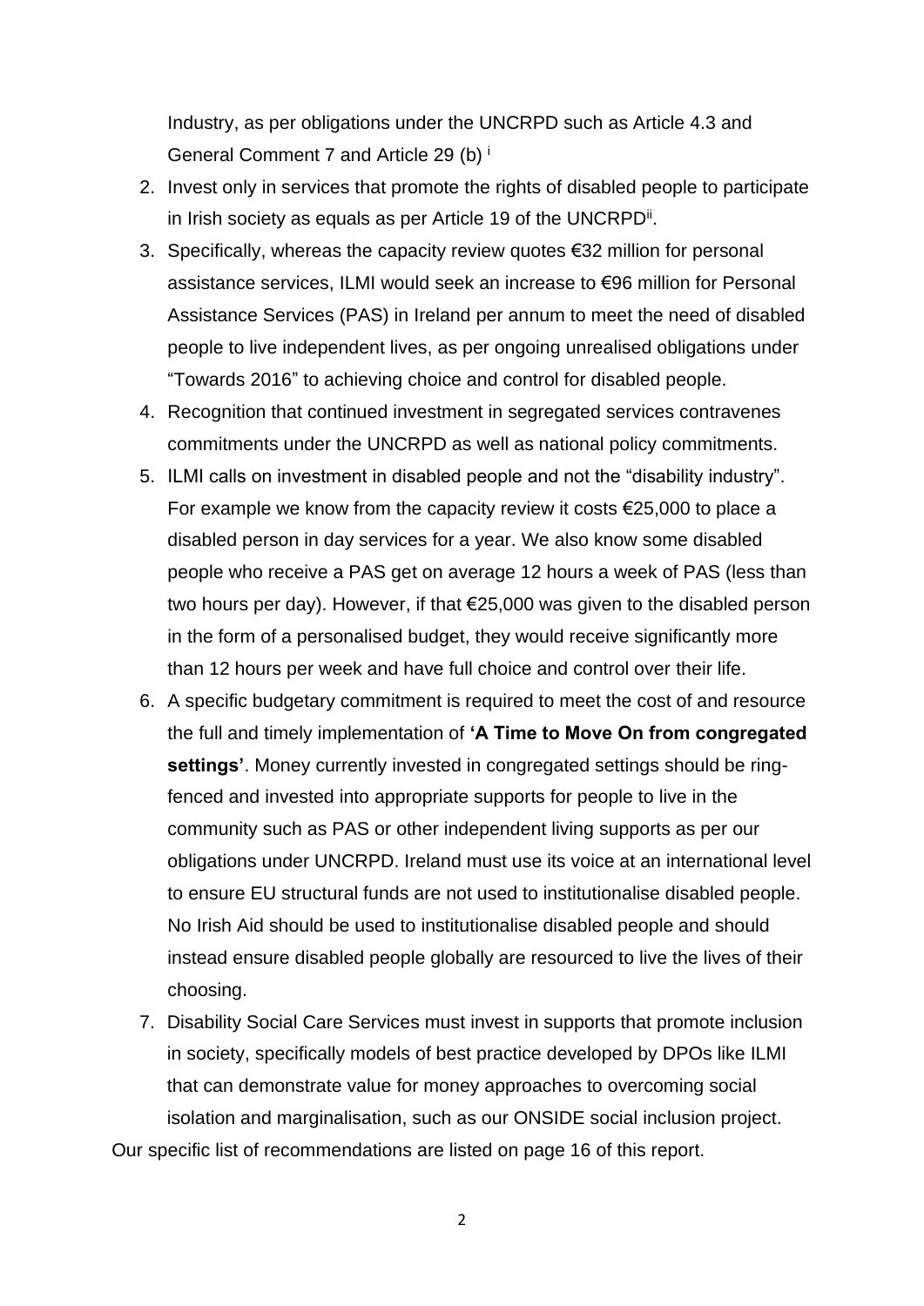Industry, as per obligations under the UNCRPD such as Article 4.3 and General Comment 7 and Article 29 (b) [i]

2. Invest only in services that promote the rights of disabled people to participate in Irish society as equals as per Article 19 of the UNCRPD[ii].
3. Specifically, whereas the capacity review quotes €32 million for personal assistance services, ILMI would seek an increase to €96 million for Personal Assistance Services (PAS) in Ireland per annum to meet the need of disabled people to live independent lives, as per ongoing unrealised obligations under "Towards 2016" to achieving choice and control for disabled people.
4. Recognition that continued investment in segregated services contravenes commitments under the UNCRPD as well as national policy commitments.
5. ILMI calls on investment in disabled people and not the "disability industry". For example we know from the capacity review it costs €25,000 to place a disabled person in day services for a year. We also know some disabled people who receive a PAS get on average 12 hours a week of PAS (less than two hours per day). However, if that €25,000 was given to the disabled person in the form of a personalised budget, they would receive significantly more than 12 hours per week and have full choice and control over their life.
6. A specific budgetary commitment is required to meet the cost of and resource the full and timely implementation of **'A Time to Move On from congregated settings'**. Money currently invested in congregated settings should be ring-fenced and invested into appropriate supports for people to live in the community such as PAS or other independent living supports as per our obligations under UNCRPD. Ireland must use its voice at an international level to ensure EU structural funds are not used to institutionalise disabled people. No Irish Aid should be used to institutionalise disabled people and should instead ensure disabled people globally are resourced to live the lives of their choosing.
7. Disability Social Care Services must invest in supports that promote inclusion in society, specifically models of best practice developed by DPOs like ILMI that can demonstrate value for money approaches to overcoming social isolation and marginalisation, such as our ONSIDE social inclusion project.

Our specific list of recommendations are listed on page 16 of this report.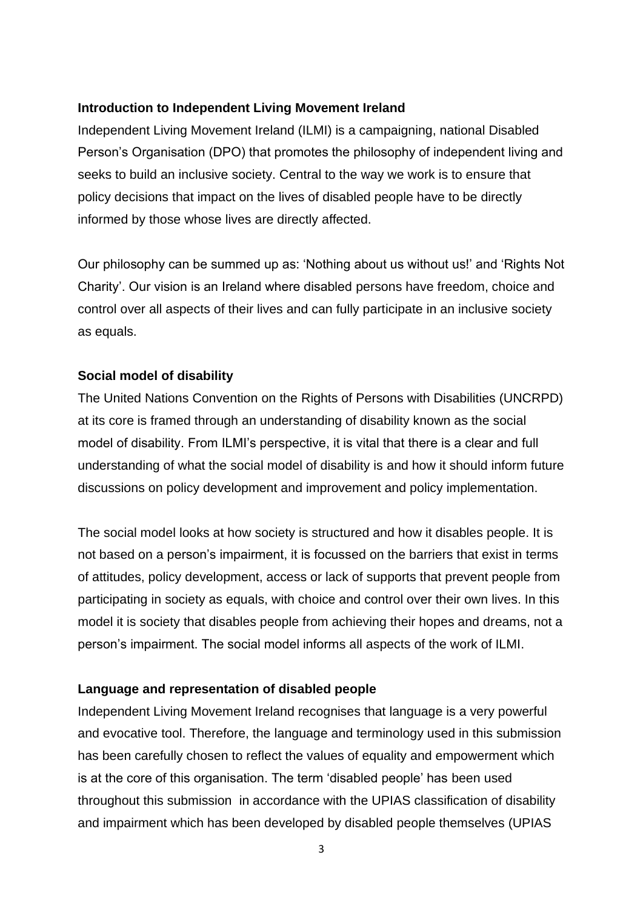**Introduction to Independent Living Movement Ireland**

Independent Living Movement Ireland (ILMI) is a campaigning, national Disabled Person's Organisation (DPO) that promotes the philosophy of independent living and seeks to build an inclusive society. Central to the way we work is to ensure that policy decisions that impact on the lives of disabled people have to be directly informed by those whose lives are directly affected.

Our philosophy can be summed up as: 'Nothing about us without us!' and 'Rights Not Charity'. Our vision is an Ireland where disabled persons have freedom, choice and control over all aspects of their lives and can fully participate in an inclusive society as equals.

**Social model of disability**

The United Nations Convention on the Rights of Persons with Disabilities (UNCRPD) at its core is framed through an understanding of disability known as the social model of disability. From ILMI's perspective, it is vital that there is a clear and full understanding of what the social model of disability is and how it should inform future discussions on policy development and improvement and policy implementation.

The social model looks at how society is structured and how it disables people. It is not based on a person's impairment, it is focussed on the barriers that exist in terms of attitudes, policy development, access or lack of supports that prevent people from participating in society as equals, with choice and control over their own lives. In this model it is society that disables people from achieving their hopes and dreams, not a person's impairment. The social model informs all aspects of the work of ILMI.

**Language and representation of disabled people**

Independent Living Movement Ireland recognises that language is a very powerful and evocative tool. Therefore, the language and terminology used in this submission has been carefully chosen to reflect the values of equality and empowerment which is at the core of this organisation. The term 'disabled people' has been used throughout this submission in accordance with the UPIAS classification of disability and impairment which has been developed by disabled people themselves (UPIAS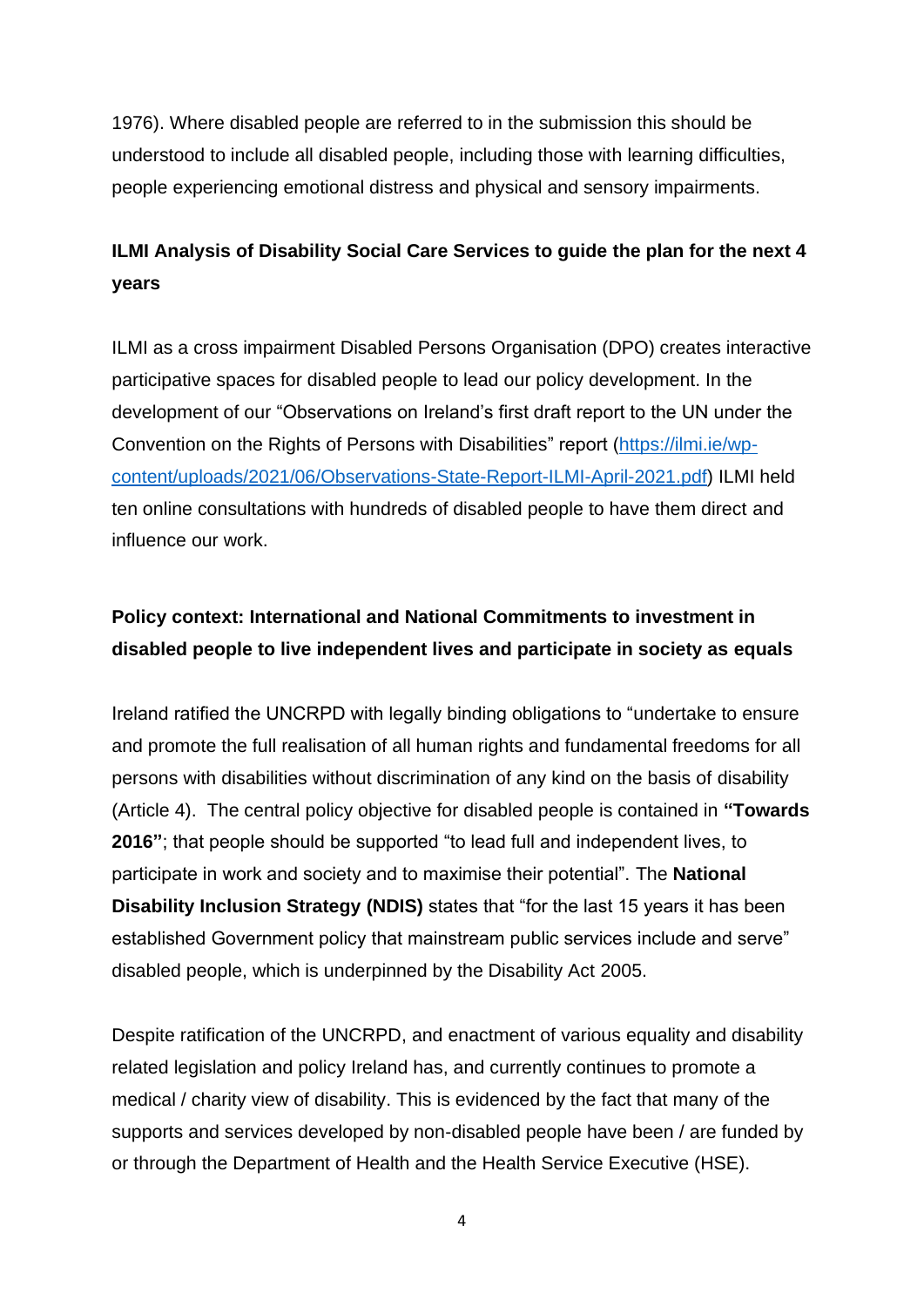1976). Where disabled people are referred to in the submission this should be understood to include all disabled people, including those with learning difficulties, people experiencing emotional distress and physical and sensory impairments.

## ILMI Analysis of Disability Social Care Services to guide the plan for the next 4 years

ILMI as a cross impairment Disabled Persons Organisation (DPO) creates interactive participative spaces for disabled people to lead our policy development. In the development of our "Observations on Ireland's first draft report to the UN under the Convention on the Rights of Persons with Disabilities" report ([https://ilmi.ie/wp-content/uploads/2021/06/Observations-State-Report-ILMI-April-2021.pdf](https://ilmi.ie/wp-content/uploads/2021/06/Observations-State-Report-ILMI-April-2021.pdf)) ILMI held ten online consultations with hundreds of disabled people to have them direct and influence our work.

## Policy context: International and National Commitments to investment in disabled people to live independent lives and participate in society as equals

Ireland ratified the UNCRPD with legally binding obligations to "undertake to ensure and promote the full realisation of all human rights and fundamental freedoms for all persons with disabilities without discrimination of any kind on the basis of disability (Article 4). The central policy objective for disabled people is contained in **"Towards 2016"**; that people should be supported "to lead full and independent lives, to participate in work and society and to maximise their potential". The **National Disability Inclusion Strategy (NDIS)** states that "for the last 15 years it has been established Government policy that mainstream public services include and serve" disabled people, which is underpinned by the Disability Act 2005.

Despite ratification of the UNCRPD, and enactment of various equality and disability related legislation and policy Ireland has, and currently continues to promote a medical / charity view of disability. This is evidenced by the fact that many of the supports and services developed by non-disabled people have been / are funded by or through the Department of Health and the Health Service Executive (HSE).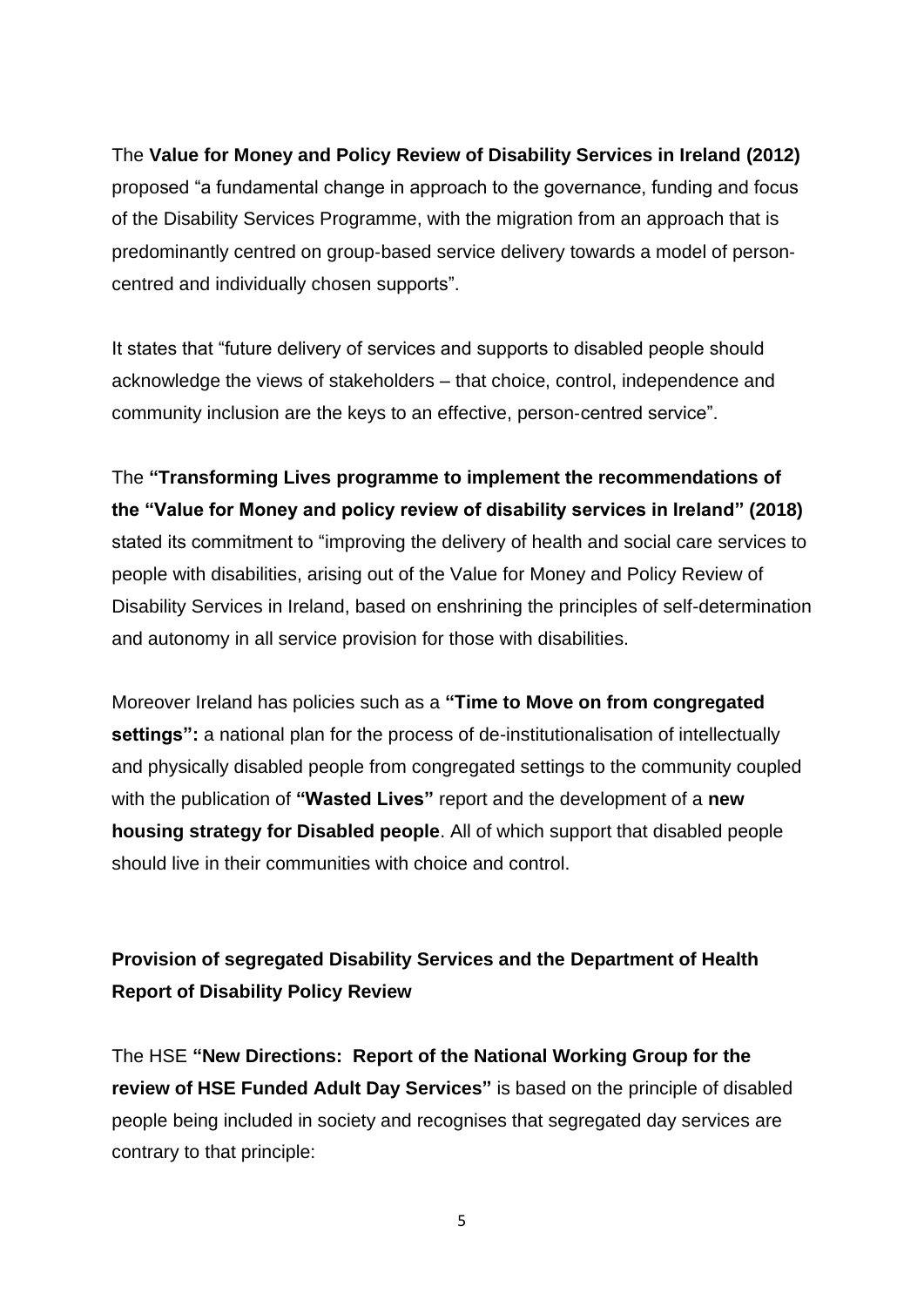The **Value for Money and Policy Review of Disability Services in Ireland (2012)** proposed "a fundamental change in approach to the governance, funding and focus of the Disability Services Programme, with the migration from an approach that is predominantly centred on group-based service delivery towards a model of person-centred and individually chosen supports".

It states that "future delivery of services and supports to disabled people should acknowledge the views of stakeholders – that choice, control, independence and community inclusion are the keys to an effective, person-centred service".

The **"Transforming Lives programme to implement the recommendations of the "Value for Money and policy review of disability services in Ireland" (2018)** stated its commitment to "improving the delivery of health and social care services to people with disabilities, arising out of the Value for Money and Policy Review of Disability Services in Ireland, based on enshrining the principles of self-determination and autonomy in all service provision for those with disabilities.

Moreover Ireland has policies such as a **"Time to Move on from congregated settings":** a national plan for the process of de-institutionalisation of intellectually and physically disabled people from congregated settings to the community coupled with the publication of **"Wasted Lives"** report and the development of a **new housing strategy for Disabled people**. All of which support that disabled people should live in their communities with choice and control.

**Provision of segregated Disability Services and the Department of Health Report of Disability Policy Review**

The HSE **"New Directions: Report of the National Working Group for the review of HSE Funded Adult Day Services"** is based on the principle of disabled people being included in society and recognises that segregated day services are contrary to that principle: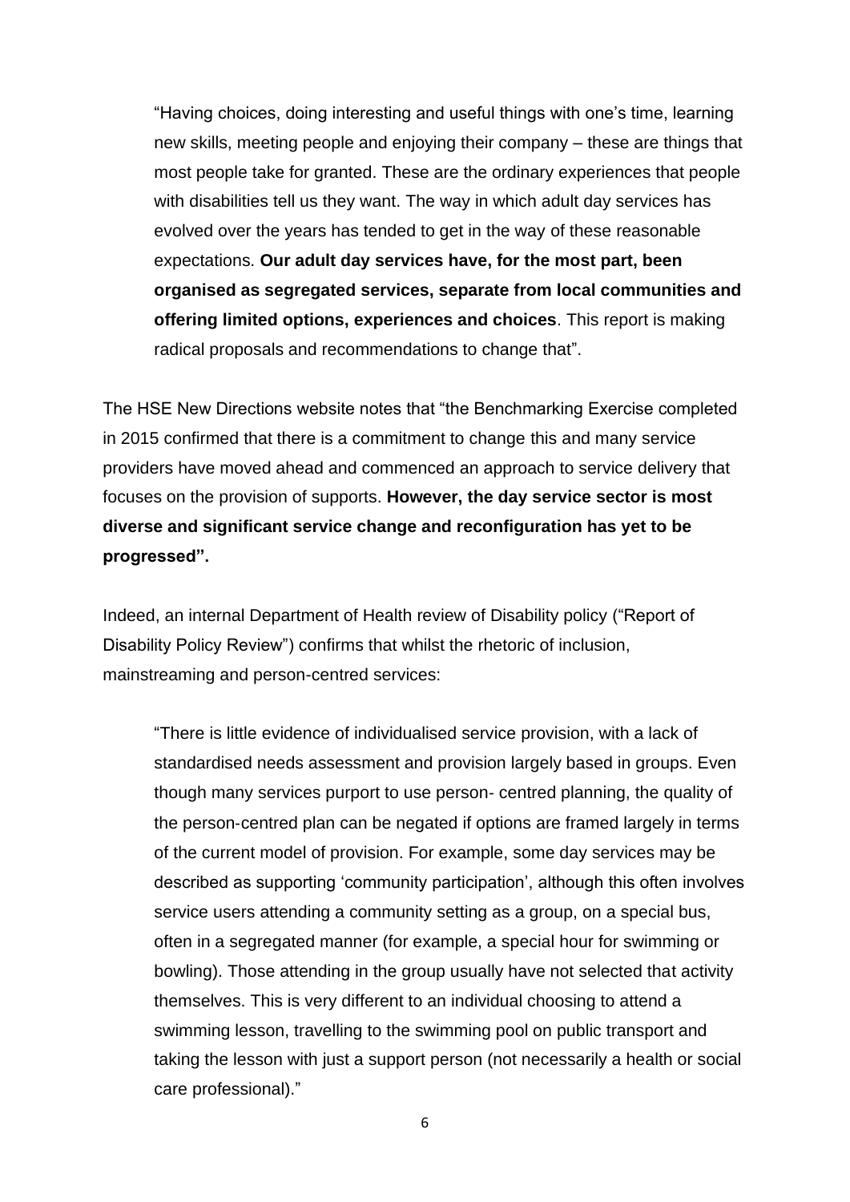> "Having choices, doing interesting and useful things with one's time, learning new skills, meeting people and enjoying their company – these are things that most people take for granted. These are the ordinary experiences that people with disabilities tell us they want. The way in which adult day services has evolved over the years has tended to get in the way of these reasonable expectations. **Our adult day services have, for the most part, been organised as segregated services, separate from local communities and offering limited options, experiences and choices**. This report is making radical proposals and recommendations to change that".

The HSE New Directions website notes that "the Benchmarking Exercise completed in 2015 confirmed that there is a commitment to change this and many service providers have moved ahead and commenced an approach to service delivery that focuses on the provision of supports. **However, the day service sector is most diverse and significant service change and reconfiguration has yet to be progressed".**

Indeed, an internal Department of Health review of Disability policy ("Report of Disability Policy Review") confirms that whilst the rhetoric of inclusion, mainstreaming and person-centred services:

> "There is little evidence of individualised service provision, with a lack of standardised needs assessment and provision largely based in groups. Even though many services purport to use person- centred planning, the quality of the person-centred plan can be negated if options are framed largely in terms of the current model of provision. For example, some day services may be described as supporting 'community participation', although this often involves service users attending a community setting as a group, on a special bus, often in a segregated manner (for example, a special hour for swimming or bowling). Those attending in the group usually have not selected that activity themselves. This is very different to an individual choosing to attend a swimming lesson, travelling to the swimming pool on public transport and taking the lesson with just a support person (not necessarily a health or social care professional)."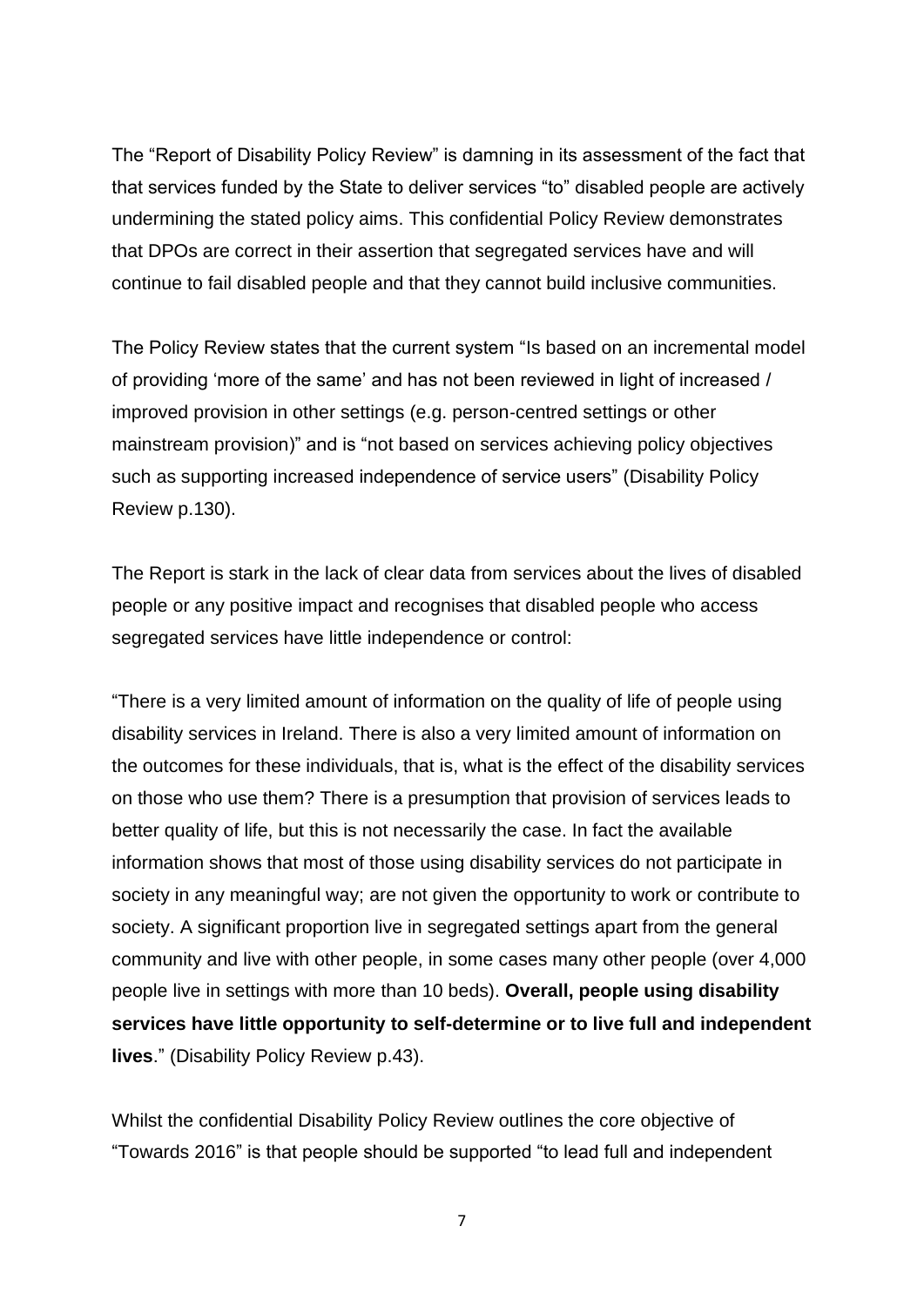The "Report of Disability Policy Review" is damning in its assessment of the fact that that services funded by the State to deliver services "to" disabled people are actively undermining the stated policy aims. This confidential Policy Review demonstrates that DPOs are correct in their assertion that segregated services have and will continue to fail disabled people and that they cannot build inclusive communities.

The Policy Review states that the current system "Is based on an incremental model of providing 'more of the same' and has not been reviewed in light of increased / improved provision in other settings (e.g. person-centred settings or other mainstream provision)" and is "not based on services achieving policy objectives such as supporting increased independence of service users" (Disability Policy Review p.130).

The Report is stark in the lack of clear data from services about the lives of disabled people or any positive impact and recognises that disabled people who access segregated services have little independence or control:

"There is a very limited amount of information on the quality of life of people using disability services in Ireland. There is also a very limited amount of information on the outcomes for these individuals, that is, what is the effect of the disability services on those who use them? There is a presumption that provision of services leads to better quality of life, but this is not necessarily the case. In fact the available information shows that most of those using disability services do not participate in society in any meaningful way; are not given the opportunity to work or contribute to society. A significant proportion live in segregated settings apart from the general community and live with other people, in some cases many other people (over 4,000 people live in settings with more than 10 beds). **Overall, people using disability services have little opportunity to self-determine or to live full and independent lives**." (Disability Policy Review p.43).

Whilst the confidential Disability Policy Review outlines the core objective of "Towards 2016" is that people should be supported "to lead full and independent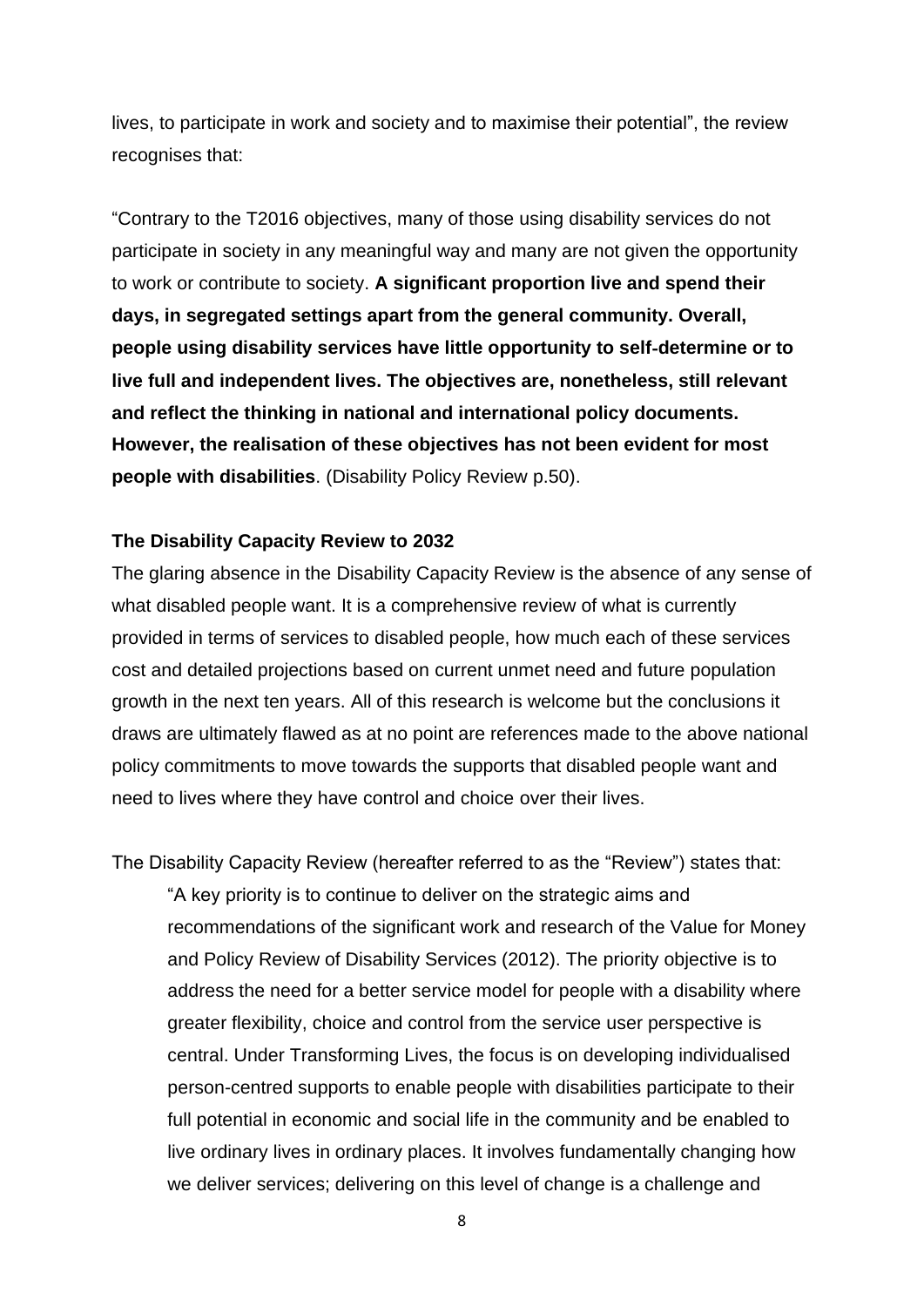lives, to participate in work and society and to maximise their potential", the review recognises that:

"Contrary to the T2016 objectives, many of those using disability services do not participate in society in any meaningful way and many are not given the opportunity to work or contribute to society. **A significant proportion live and spend their days, in segregated settings apart from the general community. Overall, people using disability services have little opportunity to self-determine or to live full and independent lives. The objectives are, nonetheless, still relevant and reflect the thinking in national and international policy documents. However, the realisation of these objectives has not been evident for most people with disabilities**. (Disability Policy Review p.50).

**The Disability Capacity Review to 2032**

The glaring absence in the Disability Capacity Review is the absence of any sense of what disabled people want. It is a comprehensive review of what is currently provided in terms of services to disabled people, how much each of these services cost and detailed projections based on current unmet need and future population growth in the next ten years. All of this research is welcome but the conclusions it draws are ultimately flawed as at no point are references made to the above national policy commitments to move towards the supports that disabled people want and need to lives where they have control and choice over their lives.

The Disability Capacity Review (hereafter referred to as the "Review") states that:

> "A key priority is to continue to deliver on the strategic aims and recommendations of the significant work and research of the Value for Money and Policy Review of Disability Services (2012). The priority objective is to address the need for a better service model for people with a disability where greater flexibility, choice and control from the service user perspective is central. Under Transforming Lives, the focus is on developing individualised person-centred supports to enable people with disabilities participate to their full potential in economic and social life in the community and be enabled to live ordinary lives in ordinary places. It involves fundamentally changing how we deliver services; delivering on this level of change is a challenge and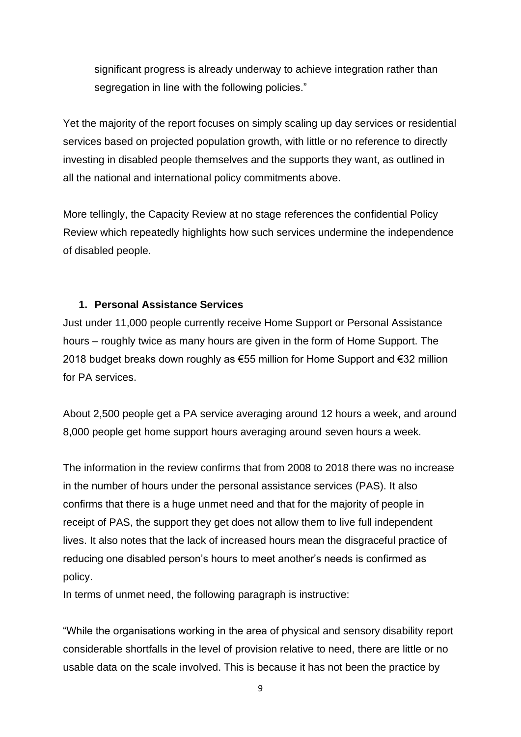significant progress is already underway to achieve integration rather than segregation in line with the following policies."

Yet the majority of the report focuses on simply scaling up day services or residential services based on projected population growth, with little or no reference to directly investing in disabled people themselves and the supports they want, as outlined in all the national and international policy commitments above.

More tellingly, the Capacity Review at no stage references the confidential Policy Review which repeatedly highlights how such services undermine the independence of disabled people.

### 1. Personal Assistance Services

Just under 11,000 people currently receive Home Support or Personal Assistance hours – roughly twice as many hours are given in the form of Home Support. The 2018 budget breaks down roughly as €55 million for Home Support and €32 million for PA services.

About 2,500 people get a PA service averaging around 12 hours a week, and around 8,000 people get home support hours averaging around seven hours a week.

The information in the review confirms that from 2008 to 2018 there was no increase in the number of hours under the personal assistance services (PAS). It also confirms that there is a huge unmet need and that for the majority of people in receipt of PAS, the support they get does not allow them to live full independent lives. It also notes that the lack of increased hours mean the disgraceful practice of reducing one disabled person's hours to meet another's needs is confirmed as policy.

In terms of unmet need, the following paragraph is instructive:

"While the organisations working in the area of physical and sensory disability report considerable shortfalls in the level of provision relative to need, there are little or no usable data on the scale involved. This is because it has not been the practice by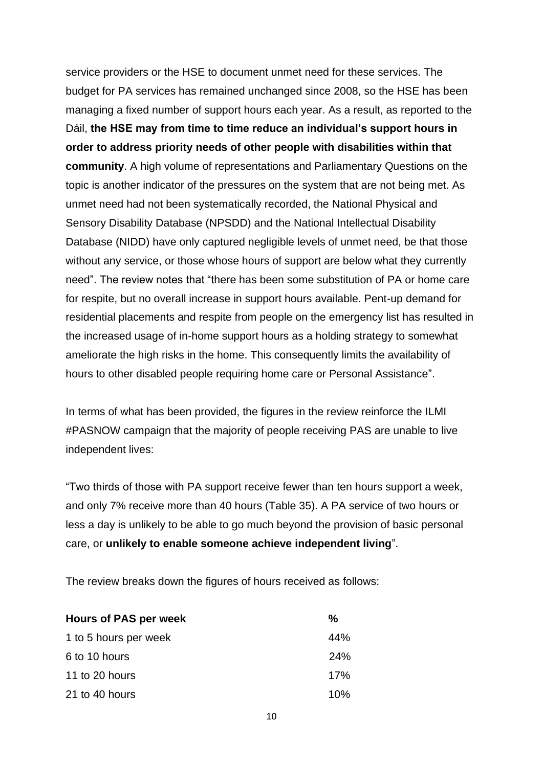service providers or the HSE to document unmet need for these services. The budget for PA services has remained unchanged since 2008, so the HSE has been managing a fixed number of support hours each year. As a result, as reported to the Dáil, **the HSE may from time to time reduce an individual's support hours in order to address priority needs of other people with disabilities within that community**. A high volume of representations and Parliamentary Questions on the topic is another indicator of the pressures on the system that are not being met. As unmet need had not been systematically recorded, the National Physical and Sensory Disability Database (NPSDD) and the National Intellectual Disability Database (NIDD) have only captured negligible levels of unmet need, be that those without any service, or those whose hours of support are below what they currently need". The review notes that "there has been some substitution of PA or home care for respite, but no overall increase in support hours available. Pent-up demand for residential placements and respite from people on the emergency list has resulted in the increased usage of in-home support hours as a holding strategy to somewhat ameliorate the high risks in the home. This consequently limits the availability of hours to other disabled people requiring home care or Personal Assistance".

In terms of what has been provided, the figures in the review reinforce the ILMI #PASNOW campaign that the majority of people receiving PAS are unable to live independent lives:

"Two thirds of those with PA support receive fewer than ten hours support a week, and only 7% receive more than 40 hours (Table 35). A PA service of two hours or less a day is unlikely to be able to go much beyond the provision of basic personal care, or **unlikely to enable someone achieve independent living**".

The review breaks down the figures of hours received as follows:

| Hours of PAS per week | % |
|---|---|
| 1 to 5 hours per week | 44% |
| 6 to 10 hours | 24% |
| 11 to 20 hours | 17% |
| 21 to 40 hours | 10% |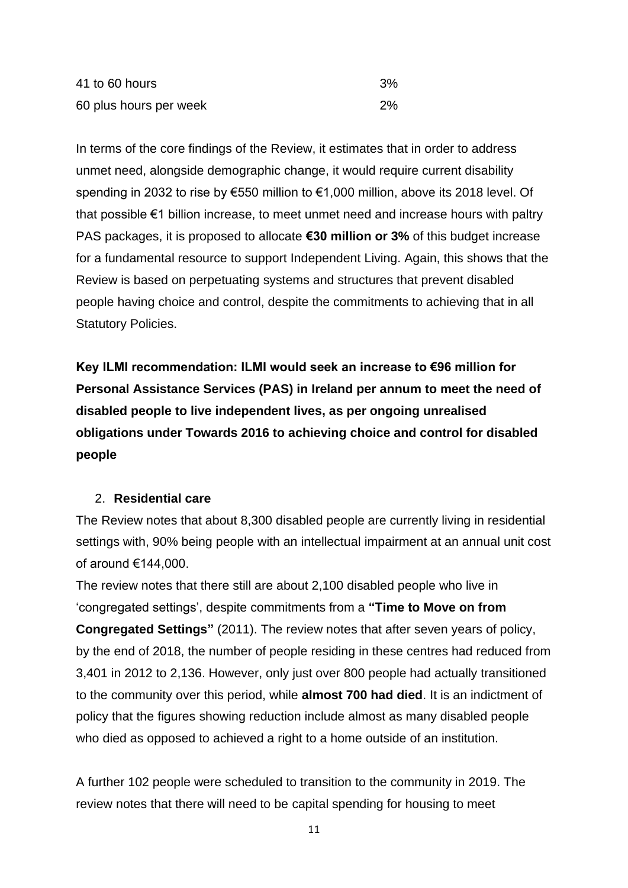| | |
|---|---|
| 41 to 60 hours | 3% |
| 60 plus hours per week | 2% |

In terms of the core findings of the Review, it estimates that in order to address unmet need, alongside demographic change, it would require current disability spending in 2032 to rise by €550 million to €1,000 million, above its 2018 level. Of that possible €1 billion increase, to meet unmet need and increase hours with paltry PAS packages, it is proposed to allocate **€30 million or 3%** of this budget increase for a fundamental resource to support Independent Living. Again, this shows that the Review is based on perpetuating systems and structures that prevent disabled people having choice and control, despite the commitments to achieving that in all Statutory Policies.

**Key ILMI recommendation: ILMI would seek an increase to €96 million for Personal Assistance Services (PAS) in Ireland per annum to meet the need of disabled people to live independent lives, as per ongoing unrealised obligations under Towards 2016 to achieving choice and control for disabled people**

2. **Residential care**

The Review notes that about 8,300 disabled people are currently living in residential settings with, 90% being people with an intellectual impairment at an annual unit cost of around €144,000.

The review notes that there still are about 2,100 disabled people who live in 'congregated settings', despite commitments from a **"Time to Move on from Congregated Settings"** (2011). The review notes that after seven years of policy, by the end of 2018, the number of people residing in these centres had reduced from 3,401 in 2012 to 2,136. However, only just over 800 people had actually transitioned to the community over this period, while **almost 700 had died**. It is an indictment of policy that the figures showing reduction include almost as many disabled people who died as opposed to achieved a right to a home outside of an institution.

A further 102 people were scheduled to transition to the community in 2019. The review notes that there will need to be capital spending for housing to meet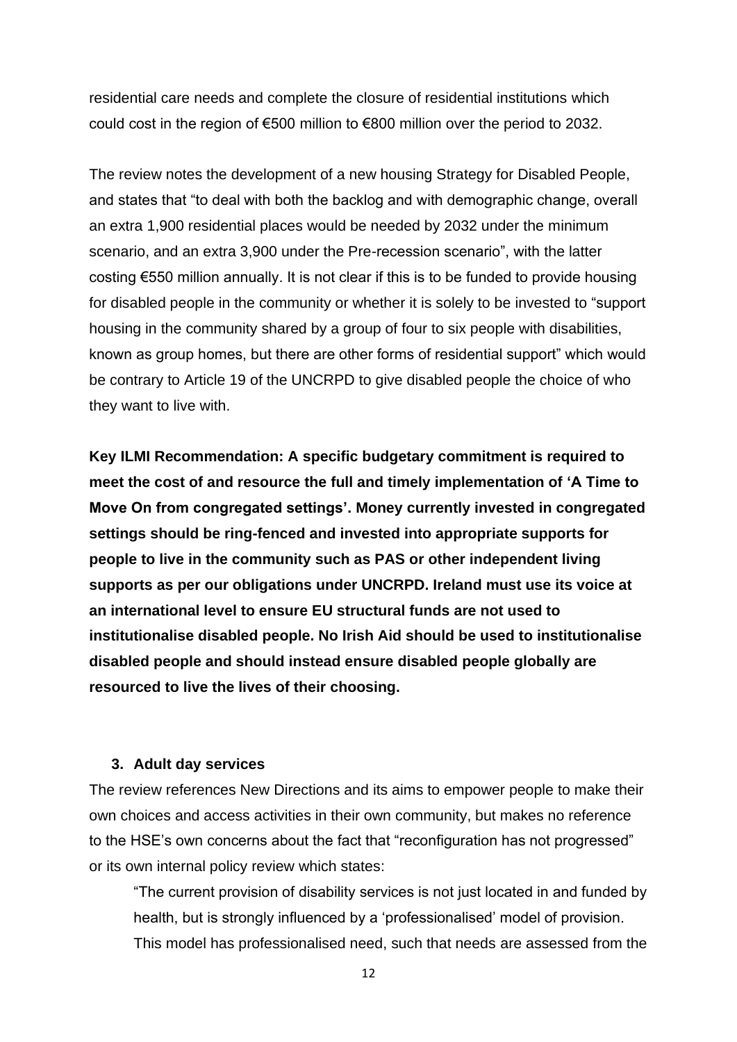residential care needs and complete the closure of residential institutions which could cost in the region of €500 million to €800 million over the period to 2032.

The review notes the development of a new housing Strategy for Disabled People, and states that "to deal with both the backlog and with demographic change, overall an extra 1,900 residential places would be needed by 2032 under the minimum scenario, and an extra 3,900 under the Pre-recession scenario", with the latter costing €550 million annually. It is not clear if this is to be funded to provide housing for disabled people in the community or whether it is solely to be invested to "support housing in the community shared by a group of four to six people with disabilities, known as group homes, but there are other forms of residential support" which would be contrary to Article 19 of the UNCRPD to give disabled people the choice of who they want to live with.

**Key ILMI Recommendation: A specific budgetary commitment is required to meet the cost of and resource the full and timely implementation of 'A Time to Move On from congregated settings'. Money currently invested in congregated settings should be ring-fenced and invested into appropriate supports for people to live in the community such as PAS or other independent living supports as per our obligations under UNCRPD. Ireland must use its voice at an international level to ensure EU structural funds are not used to institutionalise disabled people. No Irish Aid should be used to institutionalise disabled people and should instead ensure disabled people globally are resourced to live the lives of their choosing.**

### 3. Adult day services

The review references New Directions and its aims to empower people to make their own choices and access activities in their own community, but makes no reference to the HSE's own concerns about the fact that "reconfiguration has not progressed" or its own internal policy review which states:

> "The current provision of disability services is not just located in and funded by health, but is strongly influenced by a 'professionalised' model of provision. This model has professionalised need, such that needs are assessed from the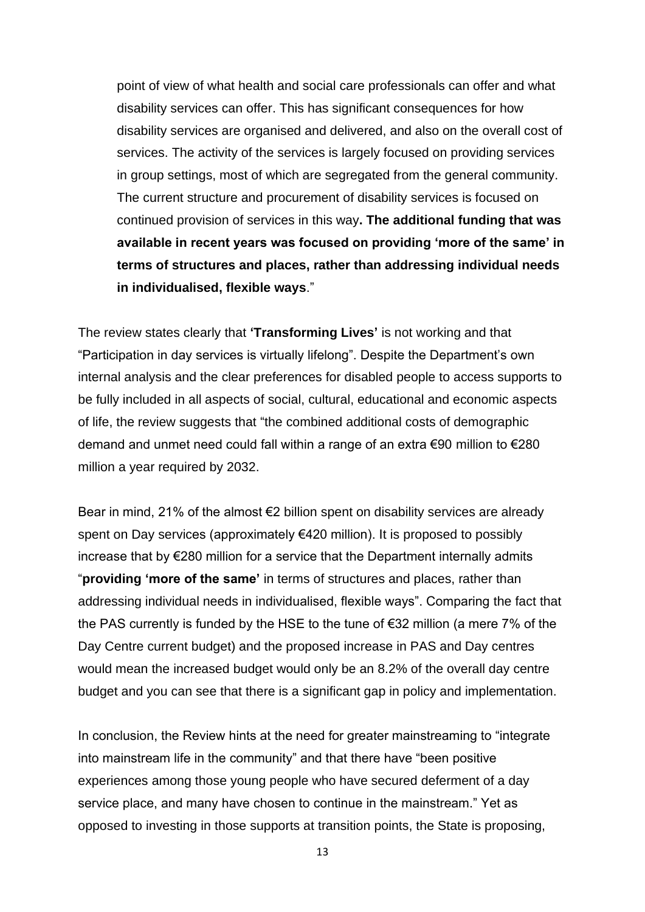> point of view of what health and social care professionals can offer and what disability services can offer. This has significant consequences for how disability services are organised and delivered, and also on the overall cost of services. The activity of the services is largely focused on providing services in group settings, most of which are segregated from the general community. The current structure and procurement of disability services is focused on continued provision of services in this way**. The additional funding that was available in recent years was focused on providing 'more of the same' in terms of structures and places, rather than addressing individual needs in individualised, flexible ways**."

The review states clearly that **'Transforming Lives'** is not working and that "Participation in day services is virtually lifelong". Despite the Department's own internal analysis and the clear preferences for disabled people to access supports to be fully included in all aspects of social, cultural, educational and economic aspects of life, the review suggests that "the combined additional costs of demographic demand and unmet need could fall within a range of an extra €90 million to €280 million a year required by 2032.

Bear in mind, 21% of the almost €2 billion spent on disability services are already spent on Day services (approximately €420 million). It is proposed to possibly increase that by €280 million for a service that the Department internally admits "**providing 'more of the same'** in terms of structures and places, rather than addressing individual needs in individualised, flexible ways". Comparing the fact that the PAS currently is funded by the HSE to the tune of €32 million (a mere 7% of the Day Centre current budget) and the proposed increase in PAS and Day centres would mean the increased budget would only be an 8.2% of the overall day centre budget and you can see that there is a significant gap in policy and implementation.

In conclusion, the Review hints at the need for greater mainstreaming to "integrate into mainstream life in the community" and that there have "been positive experiences among those young people who have secured deferment of a day service place, and many have chosen to continue in the mainstream." Yet as opposed to investing in those supports at transition points, the State is proposing,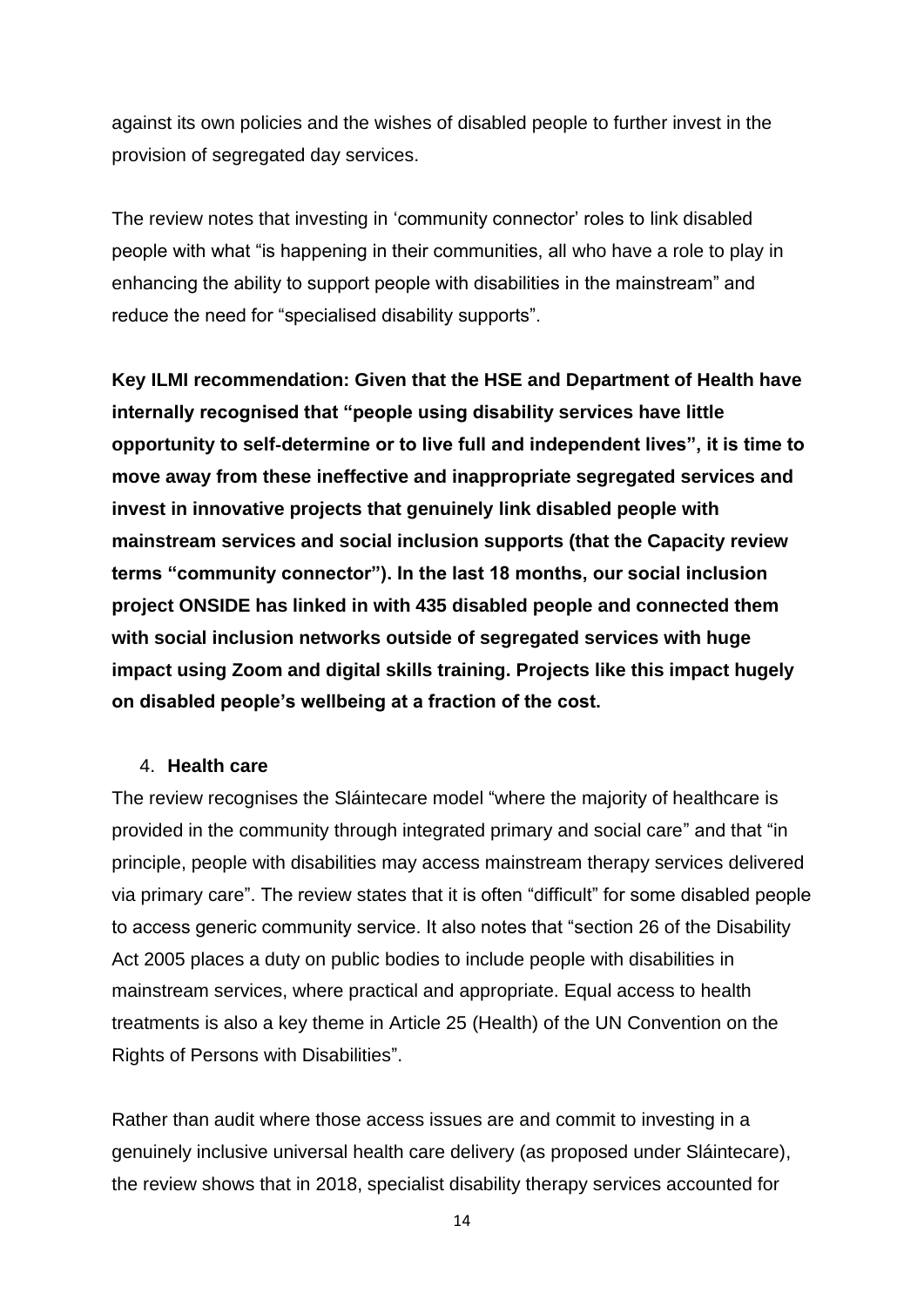against its own policies and the wishes of disabled people to further invest in the provision of segregated day services.

The review notes that investing in 'community connector' roles to link disabled people with what "is happening in their communities, all who have a role to play in enhancing the ability to support people with disabilities in the mainstream" and reduce the need for "specialised disability supports".

**Key ILMI recommendation: Given that the HSE and Department of Health have internally recognised that "people using disability services have little opportunity to self-determine or to live full and independent lives", it is time to move away from these ineffective and inappropriate segregated services and invest in innovative projects that genuinely link disabled people with mainstream services and social inclusion supports (that the Capacity review terms "community connector"). In the last 18 months, our social inclusion project ONSIDE has linked in with 435 disabled people and connected them with social inclusion networks outside of segregated services with huge impact using Zoom and digital skills training. Projects like this impact hugely on disabled people's wellbeing at a fraction of the cost.**

4. **Health care**

The review recognises the Sláintecare model "where the majority of healthcare is provided in the community through integrated primary and social care" and that "in principle, people with disabilities may access mainstream therapy services delivered via primary care". The review states that it is often "difficult" for some disabled people to access generic community service. It also notes that "section 26 of the Disability Act 2005 places a duty on public bodies to include people with disabilities in mainstream services, where practical and appropriate. Equal access to health treatments is also a key theme in Article 25 (Health) of the UN Convention on the Rights of Persons with Disabilities".

Rather than audit where those access issues are and commit to investing in a genuinely inclusive universal health care delivery (as proposed under Sláintecare), the review shows that in 2018, specialist disability therapy services accounted for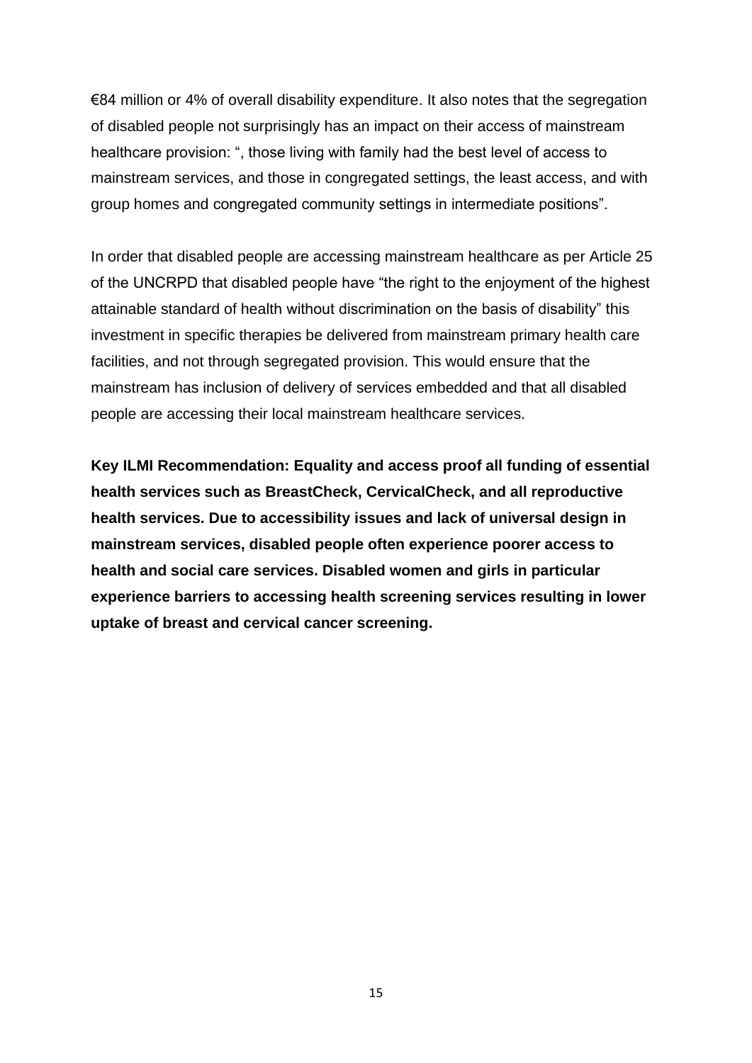€84 million or 4% of overall disability expenditure. It also notes that the segregation of disabled people not surprisingly has an impact on their access of mainstream healthcare provision: ", those living with family had the best level of access to mainstream services, and those in congregated settings, the least access, and with group homes and congregated community settings in intermediate positions".

In order that disabled people are accessing mainstream healthcare as per Article 25 of the UNCRPD that disabled people have "the right to the enjoyment of the highest attainable standard of health without discrimination on the basis of disability" this investment in specific therapies be delivered from mainstream primary health care facilities, and not through segregated provision. This would ensure that the mainstream has inclusion of delivery of services embedded and that all disabled people are accessing their local mainstream healthcare services.

**Key ILMI Recommendation: Equality and access proof all funding of essential health services such as BreastCheck, CervicalCheck, and all reproductive health services. Due to accessibility issues and lack of universal design in mainstream services, disabled people often experience poorer access to health and social care services. Disabled women and girls in particular experience barriers to accessing health screening services resulting in lower uptake of breast and cervical cancer screening.**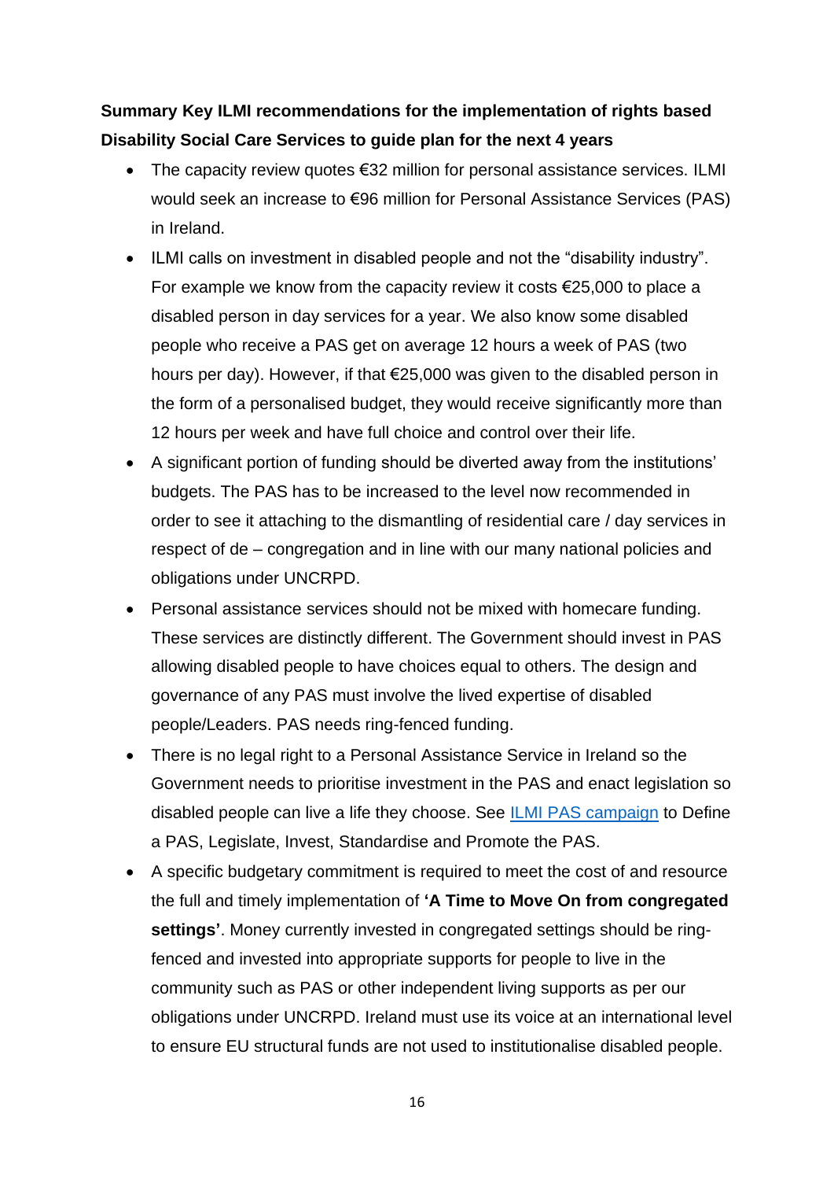**Summary Key ILMI recommendations for the implementation of rights based Disability Social Care Services to guide plan for the next 4 years**

- The capacity review quotes €32 million for personal assistance services. ILMI would seek an increase to €96 million for Personal Assistance Services (PAS) in Ireland.
- ILMI calls on investment in disabled people and not the "disability industry". For example we know from the capacity review it costs €25,000 to place a disabled person in day services for a year. We also know some disabled people who receive a PAS get on average 12 hours a week of PAS (two hours per day). However, if that €25,000 was given to the disabled person in the form of a personalised budget, they would receive significantly more than 12 hours per week and have full choice and control over their life.
- A significant portion of funding should be diverted away from the institutions' budgets. The PAS has to be increased to the level now recommended in order to see it attaching to the dismantling of residential care / day services in respect of de – congregation and in line with our many national policies and obligations under UNCRPD.
- Personal assistance services should not be mixed with homecare funding. These services are distinctly different. The Government should invest in PAS allowing disabled people to have choices equal to others. The design and governance of any PAS must involve the lived expertise of disabled people/Leaders. PAS needs ring-fenced funding.
- There is no legal right to a Personal Assistance Service in Ireland so the Government needs to prioritise investment in the PAS and enact legislation so disabled people can live a life they choose. See ILMI PAS campaign to Define a PAS, Legislate, Invest, Standardise and Promote the PAS.
- A specific budgetary commitment is required to meet the cost of and resource the full and timely implementation of **'A Time to Move On from congregated settings'**. Money currently invested in congregated settings should be ring-fenced and invested into appropriate supports for people to live in the community such as PAS or other independent living supports as per our obligations under UNCRPD. Ireland must use its voice at an international level to ensure EU structural funds are not used to institutionalise disabled people.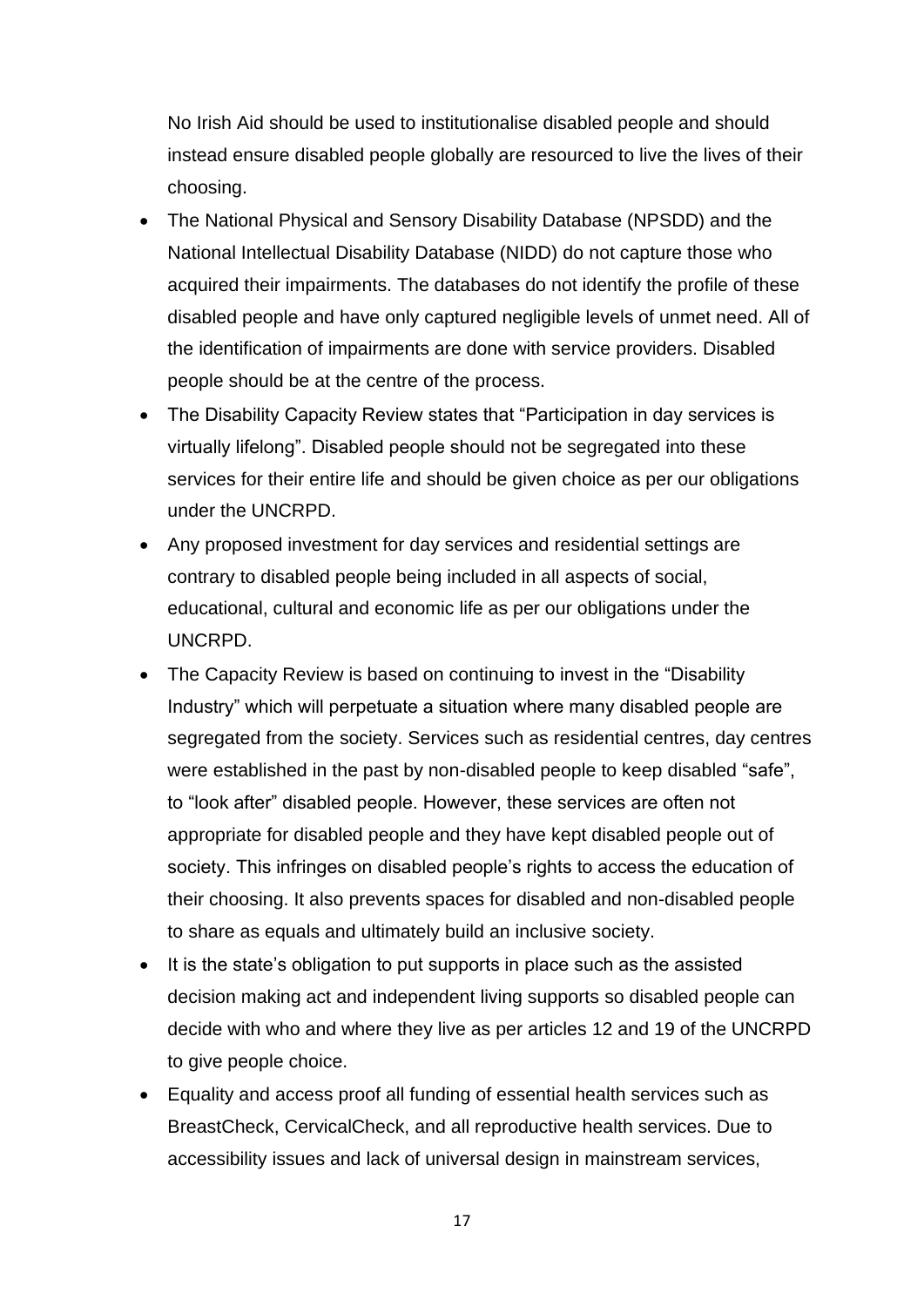No Irish Aid should be used to institutionalise disabled people and should instead ensure disabled people globally are resourced to live the lives of their choosing.

- The National Physical and Sensory Disability Database (NPSDD) and the National Intellectual Disability Database (NIDD) do not capture those who acquired their impairments. The databases do not identify the profile of these disabled people and have only captured negligible levels of unmet need. All of the identification of impairments are done with service providers. Disabled people should be at the centre of the process.
- The Disability Capacity Review states that "Participation in day services is virtually lifelong". Disabled people should not be segregated into these services for their entire life and should be given choice as per our obligations under the UNCRPD.
- Any proposed investment for day services and residential settings are contrary to disabled people being included in all aspects of social, educational, cultural and economic life as per our obligations under the UNCRPD.
- The Capacity Review is based on continuing to invest in the "Disability Industry" which will perpetuate a situation where many disabled people are segregated from the society. Services such as residential centres, day centres were established in the past by non-disabled people to keep disabled "safe", to "look after" disabled people. However, these services are often not appropriate for disabled people and they have kept disabled people out of society. This infringes on disabled people's rights to access the education of their choosing. It also prevents spaces for disabled and non-disabled people to share as equals and ultimately build an inclusive society.
- It is the state's obligation to put supports in place such as the assisted decision making act and independent living supports so disabled people can decide with who and where they live as per articles 12 and 19 of the UNCRPD to give people choice.
- Equality and access proof all funding of essential health services such as BreastCheck, CervicalCheck, and all reproductive health services. Due to accessibility issues and lack of universal design in mainstream services,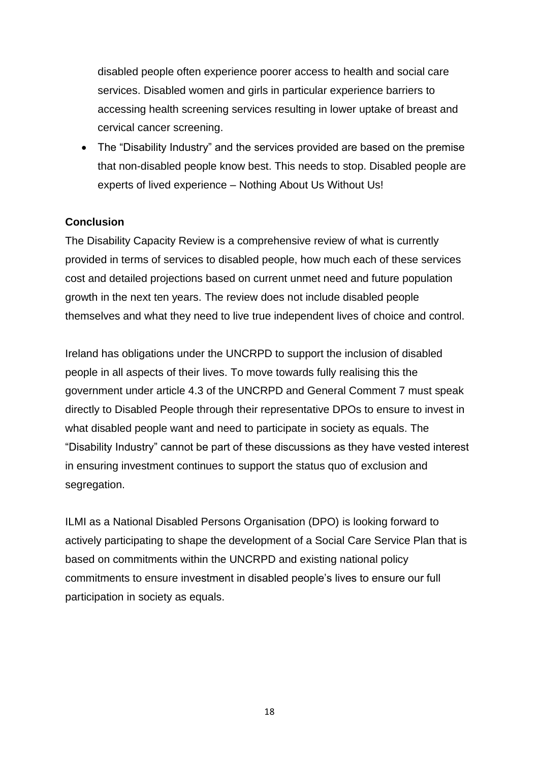disabled people often experience poorer access to health and social care services. Disabled women and girls in particular experience barriers to accessing health screening services resulting in lower uptake of breast and cervical cancer screening.

- The "Disability Industry" and the services provided are based on the premise that non-disabled people know best. This needs to stop. Disabled people are experts of lived experience – Nothing About Us Without Us!

**Conclusion**

The Disability Capacity Review is a comprehensive review of what is currently provided in terms of services to disabled people, how much each of these services cost and detailed projections based on current unmet need and future population growth in the next ten years. The review does not include disabled people themselves and what they need to live true independent lives of choice and control.

Ireland has obligations under the UNCRPD to support the inclusion of disabled people in all aspects of their lives. To move towards fully realising this the government under article 4.3 of the UNCRPD and General Comment 7 must speak directly to Disabled People through their representative DPOs to ensure to invest in what disabled people want and need to participate in society as equals. The "Disability Industry" cannot be part of these discussions as they have vested interest in ensuring investment continues to support the status quo of exclusion and segregation.

ILMI as a National Disabled Persons Organisation (DPO) is looking forward to actively participating to shape the development of a Social Care Service Plan that is based on commitments within the UNCRPD and existing national policy commitments to ensure investment in disabled people's lives to ensure our full participation in society as equals.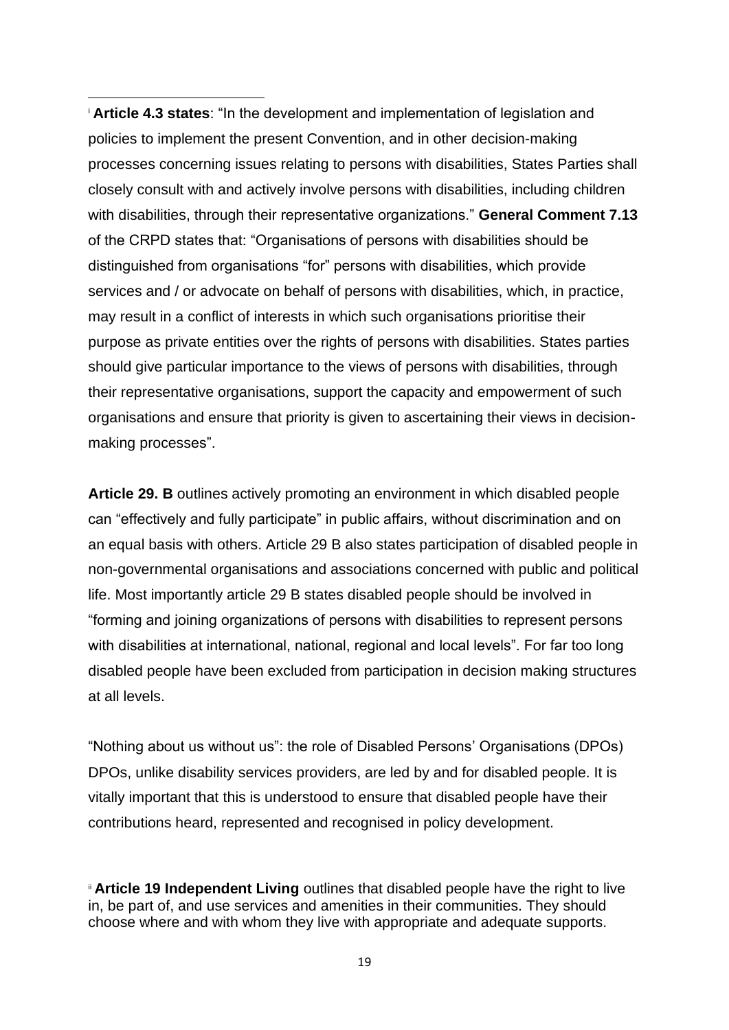[i] **Article 4.3 states**: "In the development and implementation of legislation and policies to implement the present Convention, and in other decision-making processes concerning issues relating to persons with disabilities, States Parties shall closely consult with and actively involve persons with disabilities, including children with disabilities, through their representative organizations." **General Comment 7.13** of the CRPD states that: "Organisations of persons with disabilities should be distinguished from organisations "for" persons with disabilities, which provide services and / or advocate on behalf of persons with disabilities, which, in practice, may result in a conflict of interests in which such organisations prioritise their purpose as private entities over the rights of persons with disabilities. States parties should give particular importance to the views of persons with disabilities, through their representative organisations, support the capacity and empowerment of such organisations and ensure that priority is given to ascertaining their views in decision-making processes".

**Article 29. B** outlines actively promoting an environment in which disabled people can "effectively and fully participate" in public affairs, without discrimination and on an equal basis with others. Article 29 B also states participation of disabled people in non-governmental organisations and associations concerned with public and political life. Most importantly article 29 B states disabled people should be involved in "forming and joining organizations of persons with disabilities to represent persons with disabilities at international, national, regional and local levels". For far too long disabled people have been excluded from participation in decision making structures at all levels.

"Nothing about us without us": the role of Disabled Persons' Organisations (DPOs) DPOs, unlike disability services providers, are led by and for disabled people. It is vitally important that this is understood to ensure that disabled people have their contributions heard, represented and recognised in policy development.

[ii] **Article 19 Independent Living** outlines that disabled people have the right to live in, be part of, and use services and amenities in their communities. They should choose where and with whom they live with appropriate and adequate supports.